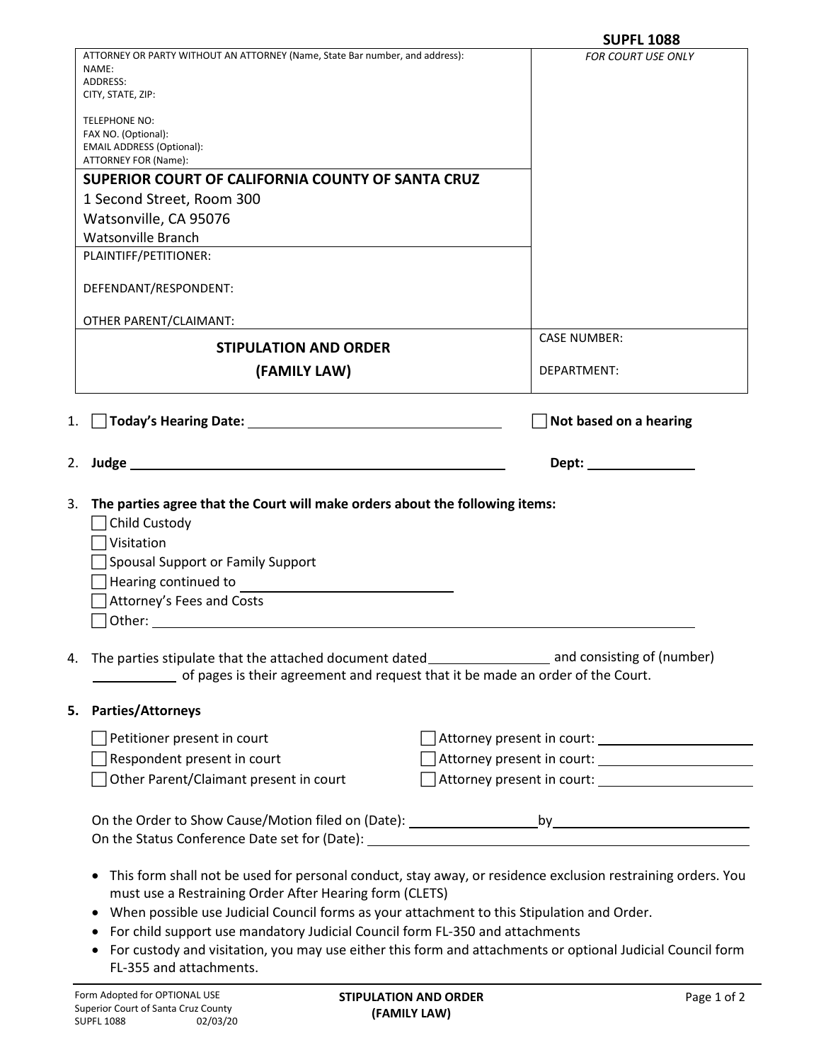**SUPFL 1088**

| ATTORNEY OR PARTY WITHOUT AN ATTORNEY (Name, State Bar number, and address):<br>NAME:<br>ADDRESS:<br>CITY, STATE, ZIP:<br><br>TELEPHONE NO:<br>FAX NO. (Optional):<br>EMAIL ADDRESS (Optional):<br>ATTORNEY FOR (Name): | *FOR COURT USE ONLY* |
|---|---|
| **SUPERIOR COURT OF CALIFORNIA COUNTY OF SANTA CRUZ**<br>1 Second Street, Room 300<br>Watsonville, CA 95076<br>Watsonville Branch | |
| PLAINTIFF/PETITIONER:<br><br>DEFENDANT/RESPONDENT:<br><br>OTHER PARENT/CLAIMANT: | |
| **STIPULATION AND ORDER**<br>**(FAMILY LAW)** | CASE NUMBER:<br><br>DEPARTMENT: |

1. ☐ **Today's Hearing Date:** ______________________ ☐ **Not based on a hearing**

2. **Judge** ____________________________________ **Dept:** __________

3. **The parties agree that the Court will make orders about the following items:**
   - ☐ Child Custody
   - ☐ Visitation
   - ☐ Spousal Support or Family Support
   - ☐ Hearing continued to ____________________
   - ☐ Attorney's Fees and Costs
   - ☐ Other: ____________________________________________

4. The parties stipulate that the attached document dated ______________ and consisting of (number) __________ of pages is their agreement and request that it be made an order of the Court.

5. **Parties/Attorneys**

   ☐ Petitioner present in court ☐ Attorney present in court: ____________________

   ☐ Respondent present in court ☐ Attorney present in court: ____________________

   ☐ Other Parent/Claimant present in court ☐ Attorney present in court: ____________________

   On the Order to Show Cause/Motion filed on (Date): ______________ by ____________________

   On the Status Conference Date set for (Date): ____________________________________

   - This form shall not be used for personal conduct, stay away, or residence exclusion restraining orders. You must use a Restraining Order After Hearing form (CLETS)
   - When possible use Judicial Council forms as your attachment to this Stipulation and Order.
   - For child support use mandatory Judicial Council form FL-350 and attachments
   - For custody and visitation, you may use either this form and attachments or optional Judicial Council form FL-355 and attachments.

Form Adopted for OPTIONAL USE
Superior Court of Santa Cruz County
SUPFL 1088 02/03/20

**STIPULATION AND ORDER (FAMILY LAW)**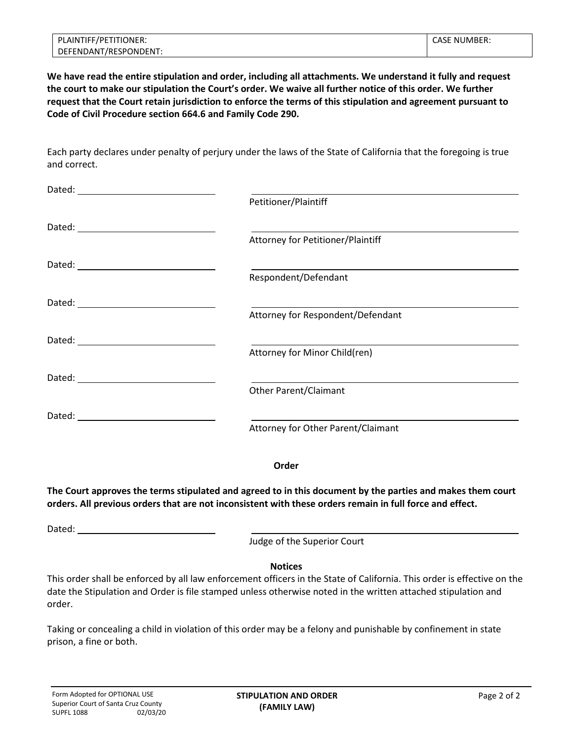| PLAINTIFF/PETITIONER: <br> DEFENDANT/RESPONDENT: | CASE NUMBER: |
| --- | --- |

**We have read the entire stipulation and order, including all attachments. We understand it fully and request the court to make our stipulation the Court's order. We waive all further notice of this order. We further request that the Court retain jurisdiction to enforce the terms of this stipulation and agreement pursuant to Code of Civil Procedure section 664.6 and Family Code 290.**

Each party declares under penalty of perjury under the laws of the State of California that the foregoing is true and correct.

Dated: ____________________________ ____________________________________________
Petitioner/Plaintiff

Dated: ____________________________ ____________________________________________
Attorney for Petitioner/Plaintiff

Dated: ____________________________ ____________________________________________
Respondent/Defendant

Dated: ____________________________ ____________________________________________
Attorney for Respondent/Defendant

Dated: ____________________________ ____________________________________________
Attorney for Minor Child(ren)

Dated: ____________________________ ____________________________________________
Other Parent/Claimant

Dated: ____________________________ ____________________________________________
Attorney for Other Parent/Claimant

## Order

**The Court approves the terms stipulated and agreed to in this document by the parties and makes them court orders. All previous orders that are not inconsistent with these orders remain in full force and effect.**

Dated: ____________________________ ____________________________________________
Judge of the Superior Court

## Notices

This order shall be enforced by all law enforcement officers in the State of California. This order is effective on the date the Stipulation and Order is file stamped unless otherwise noted in the written attached stipulation and order.

Taking or concealing a child in violation of this order may be a felony and punishable by confinement in state prison, a fine or both.

Form Adopted for OPTIONAL USE
Superior Court of Santa Cruz County
SUPFL 1088 02/03/20

**STIPULATION AND ORDER (FAMILY LAW)**